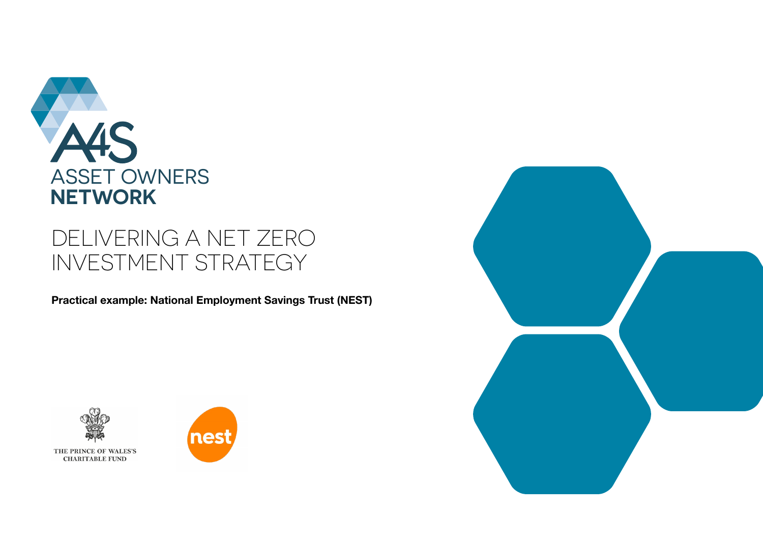A4S

ASSET OWNERS

**NETWORK**

# DELIVERING A NET ZERO INVESTMENT STRATEGY

**Practical example: National Employment Savings Trust (NEST)**

THE PRINCE OF WALES'S CHARITABLE FUND

nest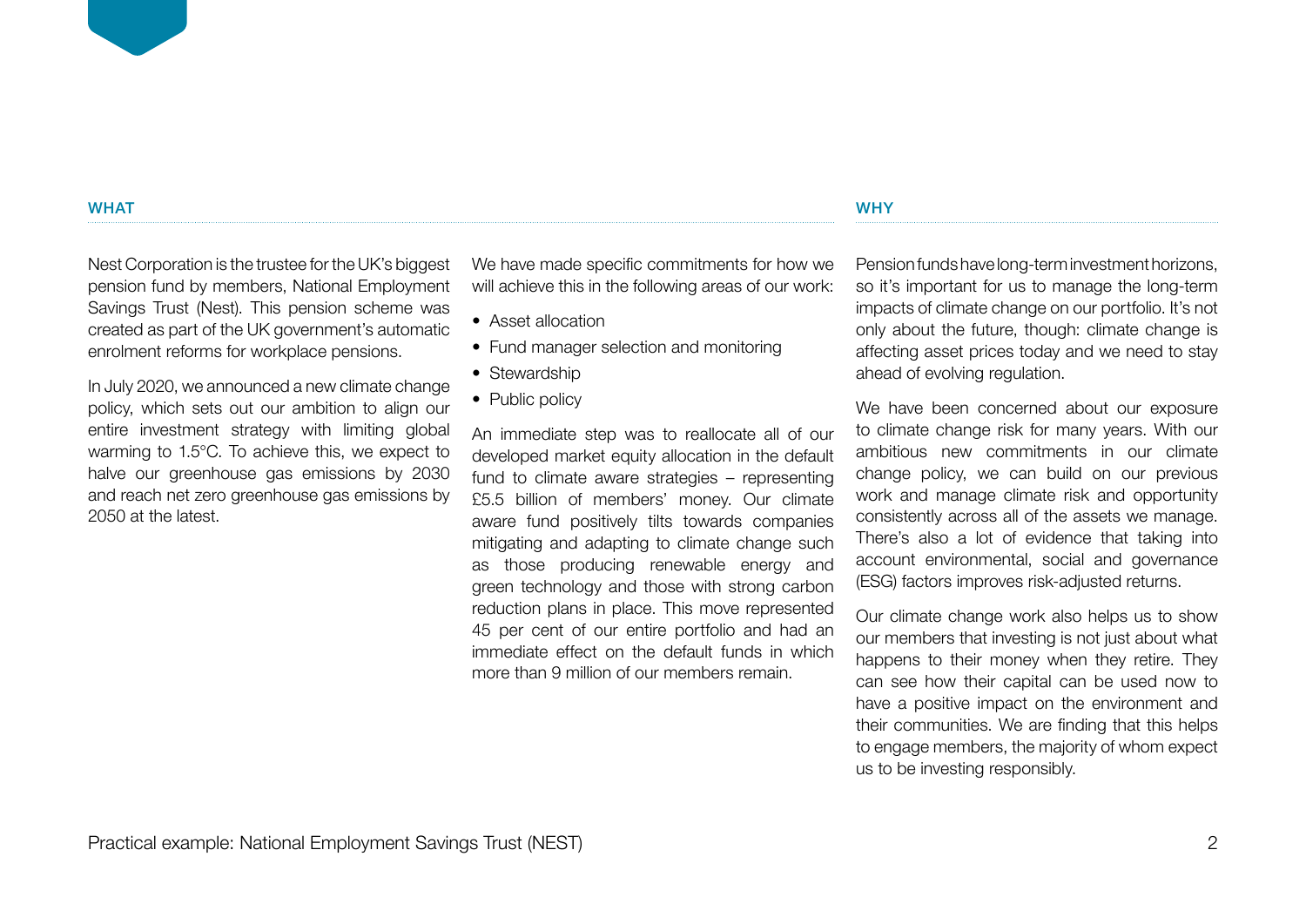## WHAT

Nest Corporation is the trustee for the UK's biggest pension fund by members, National Employment Savings Trust (Nest). This pension scheme was created as part of the UK government's automatic enrolment reforms for workplace pensions.

In July 2020, we announced a new climate change policy, which sets out our ambition to align our entire investment strategy with limiting global warming to 1.5°C. To achieve this, we expect to halve our greenhouse gas emissions by 2030 and reach net zero greenhouse gas emissions by 2050 at the latest.

We have made specific commitments for how we will achieve this in the following areas of our work:

- Asset allocation
- Fund manager selection and monitoring
- Stewardship
- Public policy

An immediate step was to reallocate all of our developed market equity allocation in the default fund to climate aware strategies – representing £5.5 billion of members' money. Our climate aware fund positively tilts towards companies mitigating and adapting to climate change such as those producing renewable energy and green technology and those with strong carbon reduction plans in place. This move represented 45 per cent of our entire portfolio and had an immediate effect on the default funds in which more than 9 million of our members remain.

## WHY

Pension funds have long-term investment horizons, so it's important for us to manage the long-term impacts of climate change on our portfolio. It's not only about the future, though: climate change is affecting asset prices today and we need to stay ahead of evolving regulation.

We have been concerned about our exposure to climate change risk for many years. With our ambitious new commitments in our climate change policy, we can build on our previous work and manage climate risk and opportunity consistently across all of the assets we manage. There's also a lot of evidence that taking into account environmental, social and governance (ESG) factors improves risk-adjusted returns.

Our climate change work also helps us to show our members that investing is not just about what happens to their money when they retire. They can see how their capital can be used now to have a positive impact on the environment and their communities. We are finding that this helps to engage members, the majority of whom expect us to be investing responsibly.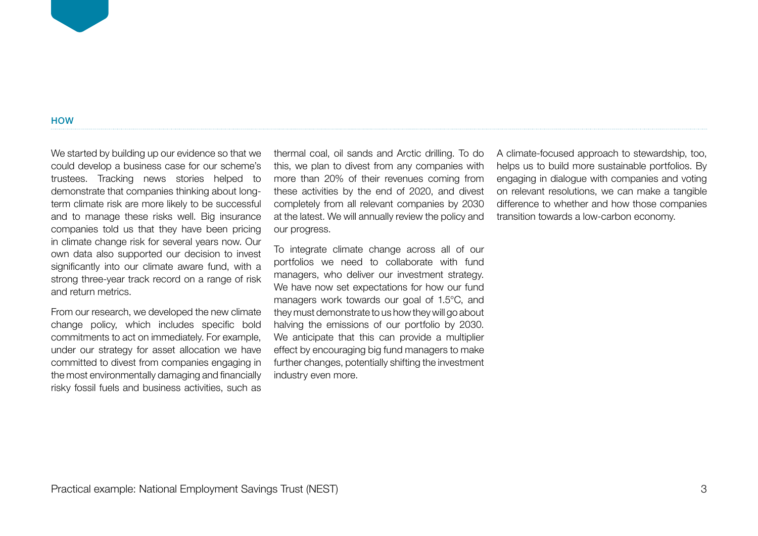## HOW

We started by building up our evidence so that we could develop a business case for our scheme's trustees. Tracking news stories helped to demonstrate that companies thinking about long-term climate risk are more likely to be successful and to manage these risks well. Big insurance companies told us that they have been pricing in climate change risk for several years now. Our own data also supported our decision to invest significantly into our climate aware fund, with a strong three-year track record on a range of risk and return metrics.

From our research, we developed the new climate change policy, which includes specific bold commitments to act on immediately. For example, under our strategy for asset allocation we have committed to divest from companies engaging in the most environmentally damaging and financially risky fossil fuels and business activities, such as thermal coal, oil sands and Arctic drilling. To do this, we plan to divest from any companies with more than 20% of their revenues coming from these activities by the end of 2020, and divest completely from all relevant companies by 2030 at the latest. We will annually review the policy and our progress.

To integrate climate change across all of our portfolios we need to collaborate with fund managers, who deliver our investment strategy. We have now set expectations for how our fund managers work towards our goal of 1.5°C, and they must demonstrate to us how they will go about halving the emissions of our portfolio by 2030. We anticipate that this can provide a multiplier effect by encouraging big fund managers to make further changes, potentially shifting the investment industry even more.

A climate-focused approach to stewardship, too, helps us to build more sustainable portfolios. By engaging in dialogue with companies and voting on relevant resolutions, we can make a tangible difference to whether and how those companies transition towards a low-carbon economy.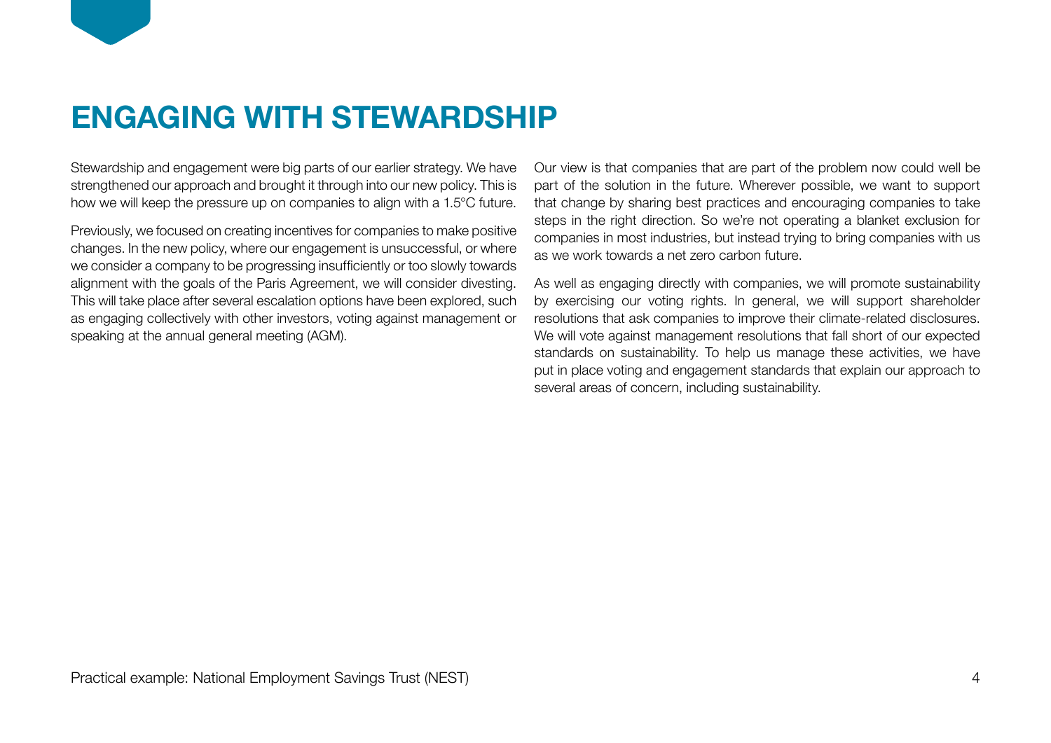# ENGAGING WITH STEWARDSHIP

Stewardship and engagement were big parts of our earlier strategy. We have strengthened our approach and brought it through into our new policy. This is how we will keep the pressure up on companies to align with a 1.5°C future.

Previously, we focused on creating incentives for companies to make positive changes. In the new policy, where our engagement is unsuccessful, or where we consider a company to be progressing insufficiently or too slowly towards alignment with the goals of the Paris Agreement, we will consider divesting. This will take place after several escalation options have been explored, such as engaging collectively with other investors, voting against management or speaking at the annual general meeting (AGM).

Our view is that companies that are part of the problem now could well be part of the solution in the future. Wherever possible, we want to support that change by sharing best practices and encouraging companies to take steps in the right direction. So we're not operating a blanket exclusion for companies in most industries, but instead trying to bring companies with us as we work towards a net zero carbon future.

As well as engaging directly with companies, we will promote sustainability by exercising our voting rights. In general, we will support shareholder resolutions that ask companies to improve their climate-related disclosures. We will vote against management resolutions that fall short of our expected standards on sustainability. To help us manage these activities, we have put in place voting and engagement standards that explain our approach to several areas of concern, including sustainability.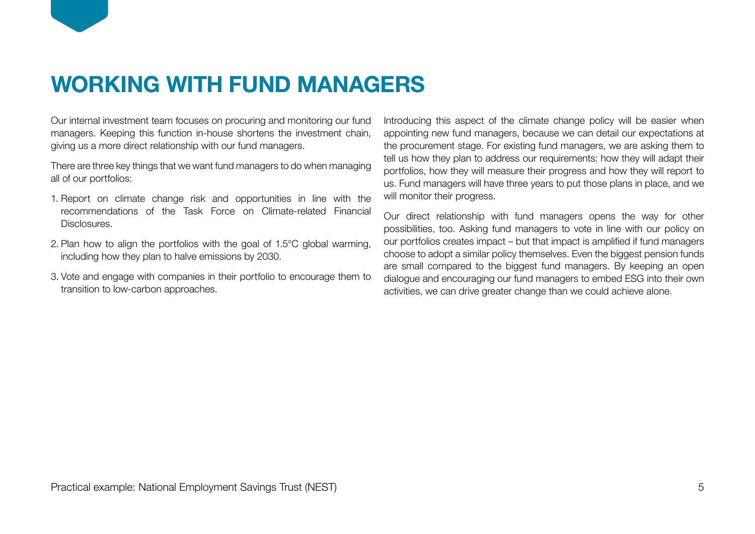# WORKING WITH FUND MANAGERS

Our internal investment team focuses on procuring and monitoring our fund managers. Keeping this function in-house shortens the investment chain, giving us a more direct relationship with our fund managers.

There are three key things that we want fund managers to do when managing all of our portfolios:

1. Report on climate change risk and opportunities in line with the recommendations of the Task Force on Climate-related Financial Disclosures.
2. Plan how to align the portfolios with the goal of 1.5°C global warming, including how they plan to halve emissions by 2030.
3. Vote and engage with companies in their portfolio to encourage them to transition to low-carbon approaches.

Introducing this aspect of the climate change policy will be easier when appointing new fund managers, because we can detail our expectations at the procurement stage. For existing fund managers, we are asking them to tell us how they plan to address our requirements: how they will adapt their portfolios, how they will measure their progress and how they will report to us. Fund managers will have three years to put those plans in place, and we will monitor their progress.

Our direct relationship with fund managers opens the way for other possibilities, too. Asking fund managers to vote in line with our policy on our portfolios creates impact – but that impact is amplified if fund managers choose to adopt a similar policy themselves. Even the biggest pension funds are small compared to the biggest fund managers. By keeping an open dialogue and encouraging our fund managers to embed ESG into their own activities, we can drive greater change than we could achieve alone.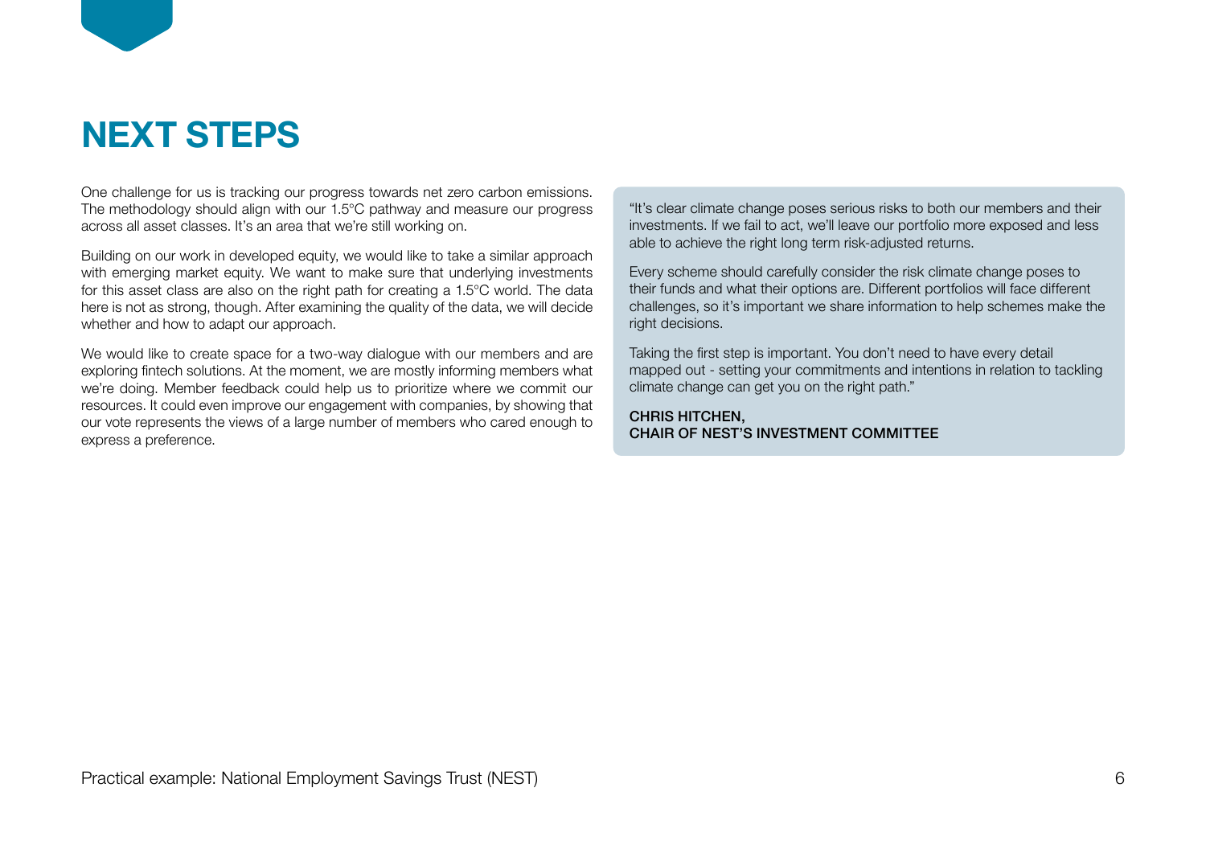# NEXT STEPS

One challenge for us is tracking our progress towards net zero carbon emissions. The methodology should align with our 1.5°C pathway and measure our progress across all asset classes. It's an area that we're still working on.

Building on our work in developed equity, we would like to take a similar approach with emerging market equity. We want to make sure that underlying investments for this asset class are also on the right path for creating a 1.5°C world. The data here is not as strong, though. After examining the quality of the data, we will decide whether and how to adapt our approach.

We would like to create space for a two-way dialogue with our members and are exploring fintech solutions. At the moment, we are mostly informing members what we're doing. Member feedback could help us to prioritize where we commit our resources. It could even improve our engagement with companies, by showing that our vote represents the views of a large number of members who cared enough to express a preference.

"It's clear climate change poses serious risks to both our members and their investments. If we fail to act, we'll leave our portfolio more exposed and less able to achieve the right long term risk-adjusted returns.

Every scheme should carefully consider the risk climate change poses to their funds and what their options are. Different portfolios will face different challenges, so it's important we share information to help schemes make the right decisions.

Taking the first step is important. You don't need to have every detail mapped out - setting your commitments and intentions in relation to tackling climate change can get you on the right path."

**CHRIS HITCHEN,**
**CHAIR OF NEST'S INVESTMENT COMMITTEE**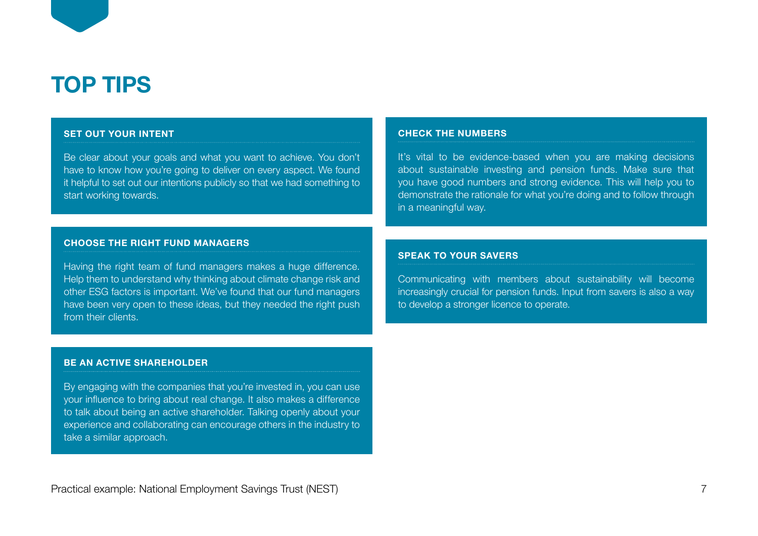# TOP TIPS

### SET OUT YOUR INTENT

Be clear about your goals and what you want to achieve. You don't have to know how you're going to deliver on every aspect. We found it helpful to set out our intentions publicly so that we had something to start working towards.

### CHOOSE THE RIGHT FUND MANAGERS

Having the right team of fund managers makes a huge difference. Help them to understand why thinking about climate change risk and other ESG factors is important. We've found that our fund managers have been very open to these ideas, but they needed the right push from their clients.

### BE AN ACTIVE SHAREHOLDER

By engaging with the companies that you're invested in, you can use your influence to bring about real change. It also makes a difference to talk about being an active shareholder. Talking openly about your experience and collaborating can encourage others in the industry to take a similar approach.

### CHECK THE NUMBERS

It's vital to be evidence-based when you are making decisions about sustainable investing and pension funds. Make sure that you have good numbers and strong evidence. This will help you to demonstrate the rationale for what you're doing and to follow through in a meaningful way.

### SPEAK TO YOUR SAVERS

Communicating with members about sustainability will become increasingly crucial for pension funds. Input from savers is also a way to develop a stronger licence to operate.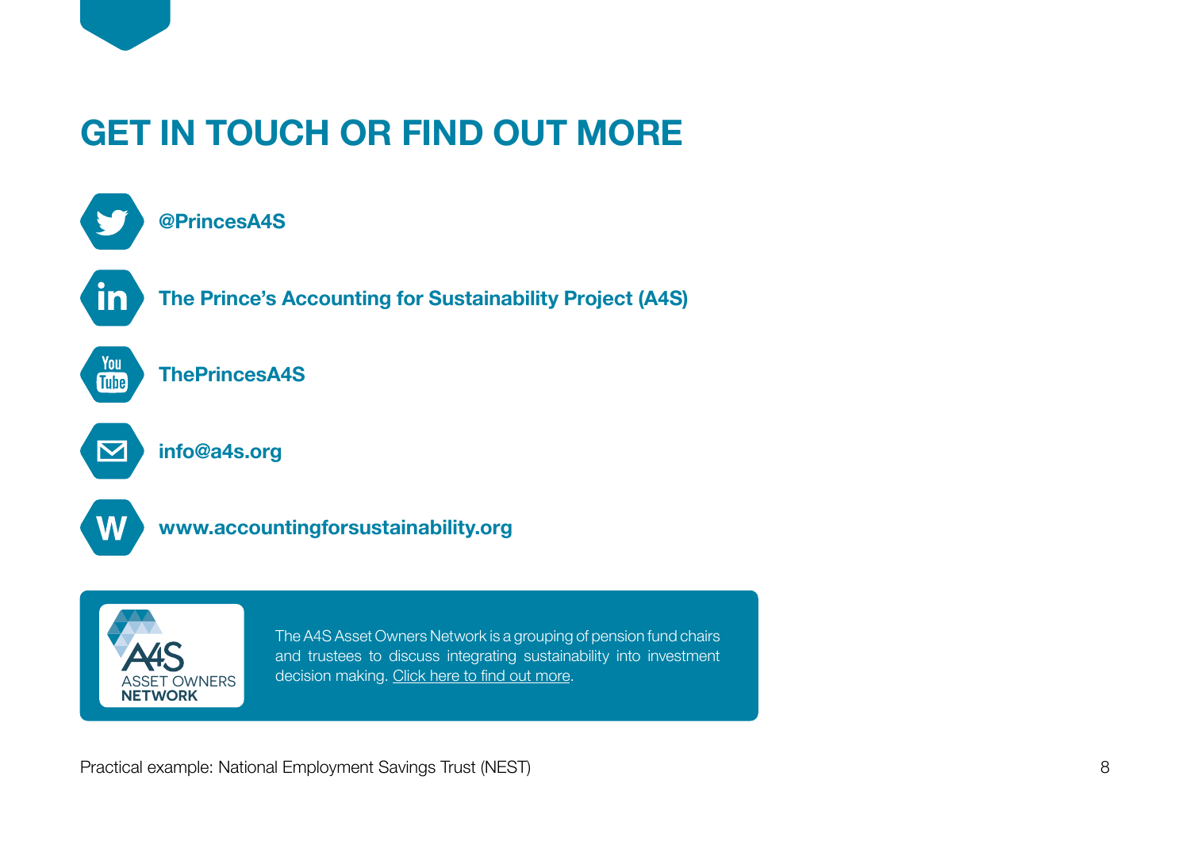# GET IN TOUCH OR FIND OUT MORE

**@PrincesA4S**

**The Prince's Accounting for Sustainability Project (A4S)**

**ThePrincesA4S**

**info@a4s.org**

**www.accountingforsustainability.org**

A4S ASSET OWNERS NETWORK

The A4S Asset Owners Network is a grouping of pension fund chairs and trustees to discuss integrating sustainability into investment decision making. Click here to find out more.